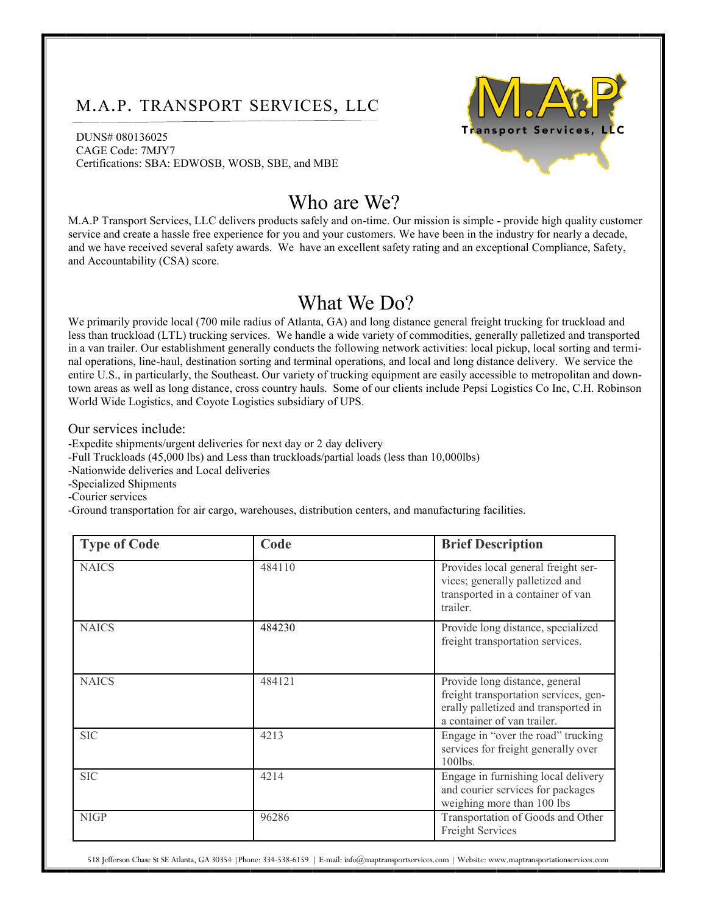# M.A.P. TRANSPORT SERVICES, LLC

DUNS# 080136025
CAGE Code: 7MJY7
Certifications: SBA: EDWOSB, WOSB, SBE, and MBE

M.A.P
Transport Services, LLC

## Who are We?

M.A.P Transport Services, LLC delivers products safely and on-time. Our mission is simple - provide high quality customer service and create a hassle free experience for you and your customers. We have been in the industry for nearly a decade, and we have received several safety awards. We have an excellent safety rating and an exceptional Compliance, Safety, and Accountability (CSA) score.

## What We Do?

We primarily provide local (700 mile radius of Atlanta, GA) and long distance general freight trucking for truckload and less than truckload (LTL) trucking services. We handle a wide variety of commodities, generally palletized and transported in a van trailer. Our establishment generally conducts the following network activities: local pickup, local sorting and terminal operations, line-haul, destination sorting and terminal operations, and local and long distance delivery. We service the entire U.S., in particularly, the Southeast. Our variety of trucking equipment are easily accessible to metropolitan and downtown areas as well as long distance, cross country hauls. Some of our clients include Pepsi Logistics Co Inc, C.H. Robinson World Wide Logistics, and Coyote Logistics subsidiary of UPS.

Our services include:

-Expedite shipments/urgent deliveries for next day or 2 day delivery
-Full Truckloads (45,000 lbs) and Less than truckloads/partial loads (less than 10,000lbs)
-Nationwide deliveries and Local deliveries
-Specialized Shipments
-Courier services
-Ground transportation for air cargo, warehouses, distribution centers, and manufacturing facilities.

| Type of Code | Code | Brief Description |
|---|---|---|
| NAICS | 484110 | Provides local general freight services; generally palletized and transported in a container of van trailer. |
| NAICS | 484230 | Provide long distance, specialized freight transportation services. |
| NAICS | 484121 | Provide long distance, general freight transportation services, generally palletized and transported in a container of van trailer. |
| SIC | 4213 | Engage in "over the road" trucking services for freight generally over 100lbs. |
| SIC | 4214 | Engage in furnishing local delivery and courier services for packages weighing more than 100 lbs |
| NIGP | 96286 | Transportation of Goods and Other Freight Services |

518 Jefferson Chase St SE Atlanta, GA 30354 | Phone: 334-538-6159 | E-mail: info@maptransportservices.com | Website: www.maptransportationservices.com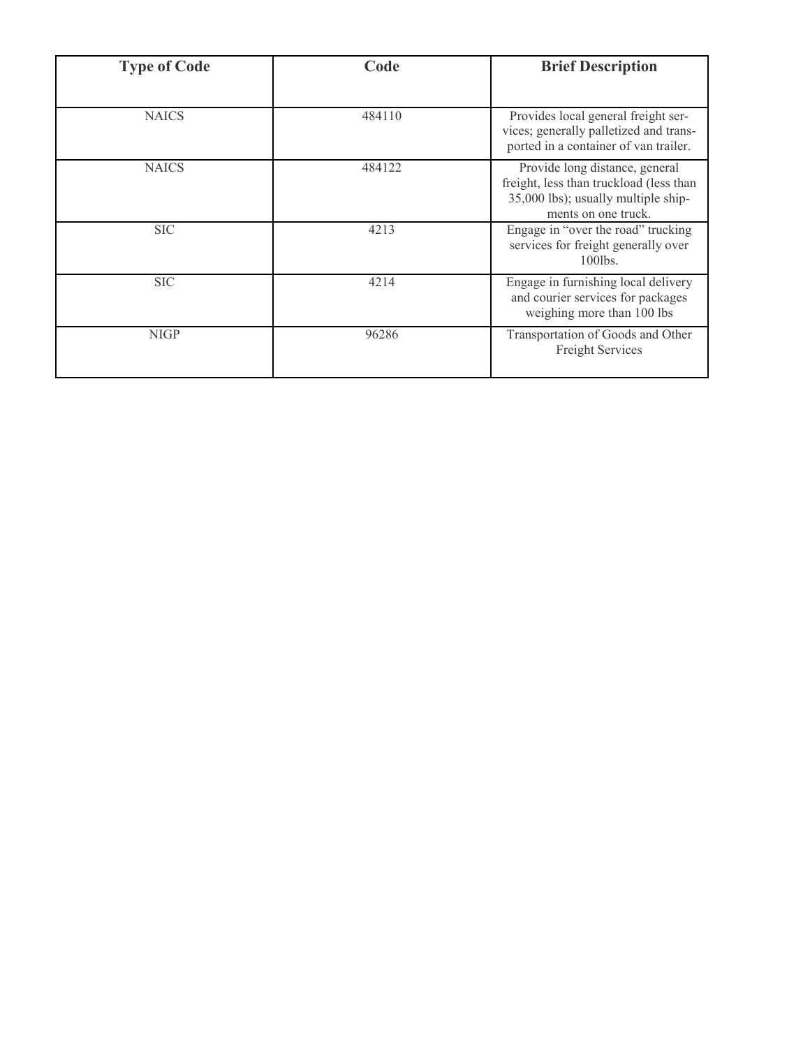| Type of Code | Code | Brief Description |
| --- | --- | --- |
| NAICS | 484110 | Provides local general freight services; generally palletized and transported in a container of van trailer. |
| NAICS | 484122 | Provide long distance, general freight, less than truckload (less than 35,000 lbs); usually multiple shipments on one truck. |
| SIC | 4213 | Engage in "over the road" trucking services for freight generally over 100lbs. |
| SIC | 4214 | Engage in furnishing local delivery and courier services for packages weighing more than 100 lbs |
| NIGP | 96286 | Transportation of Goods and Other Freight Services |